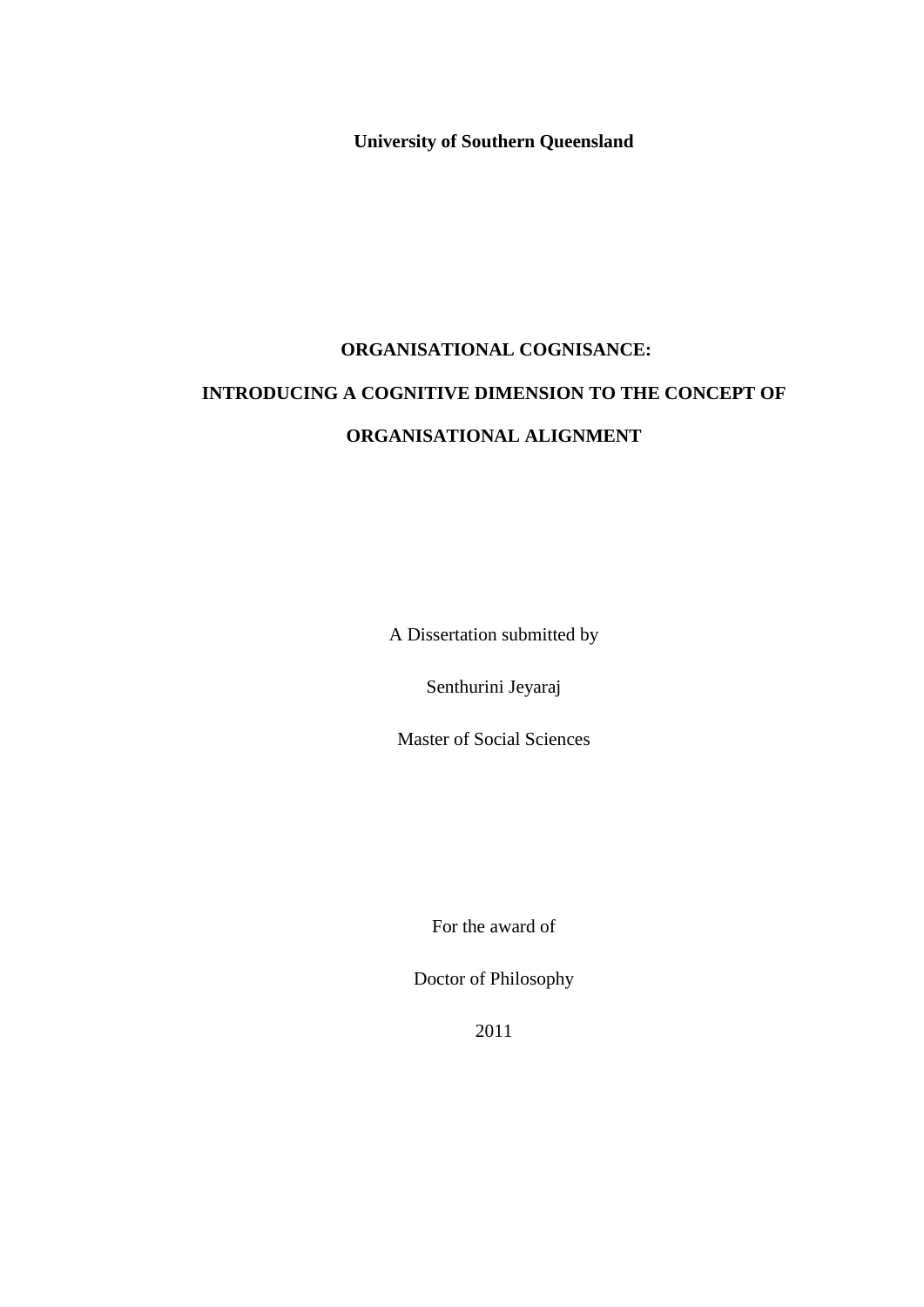**University of Southern Queensland**

# ORGANISATIONAL COGNISANCE:

# INTRODUCING A COGNITIVE DIMENSION TO THE CONCEPT OF

# ORGANISATIONAL ALIGNMENT

A Dissertation submitted by

Senthurini Jeyaraj

Master of Social Sciences

For the award of

Doctor of Philosophy

2011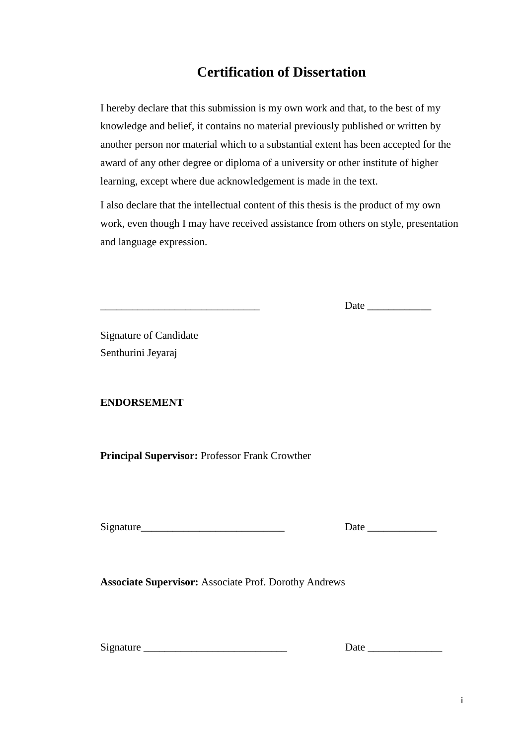# Certification of Dissertation

I hereby declare that this submission is my own work and that, to the best of my knowledge and belief, it contains no material previously published or written by another person nor material which to a substantial extent has been accepted for the award of any other degree or diploma of a university or other institute of higher learning, except where due acknowledgement is made in the text.

I also declare that the intellectual content of this thesis is the product of my own work, even though I may have received assistance from others on style, presentation and language expression.

______________________________ Date ____________

Signature of Candidate
Senthurini Jeyaraj

**ENDORSEMENT**

**Principal Supervisor:** Professor Frank Crowther

Signature___________________________ Date _____________

**Associate Supervisor:** Associate Prof. Dorothy Andrews

Signature ___________________________ Date ______________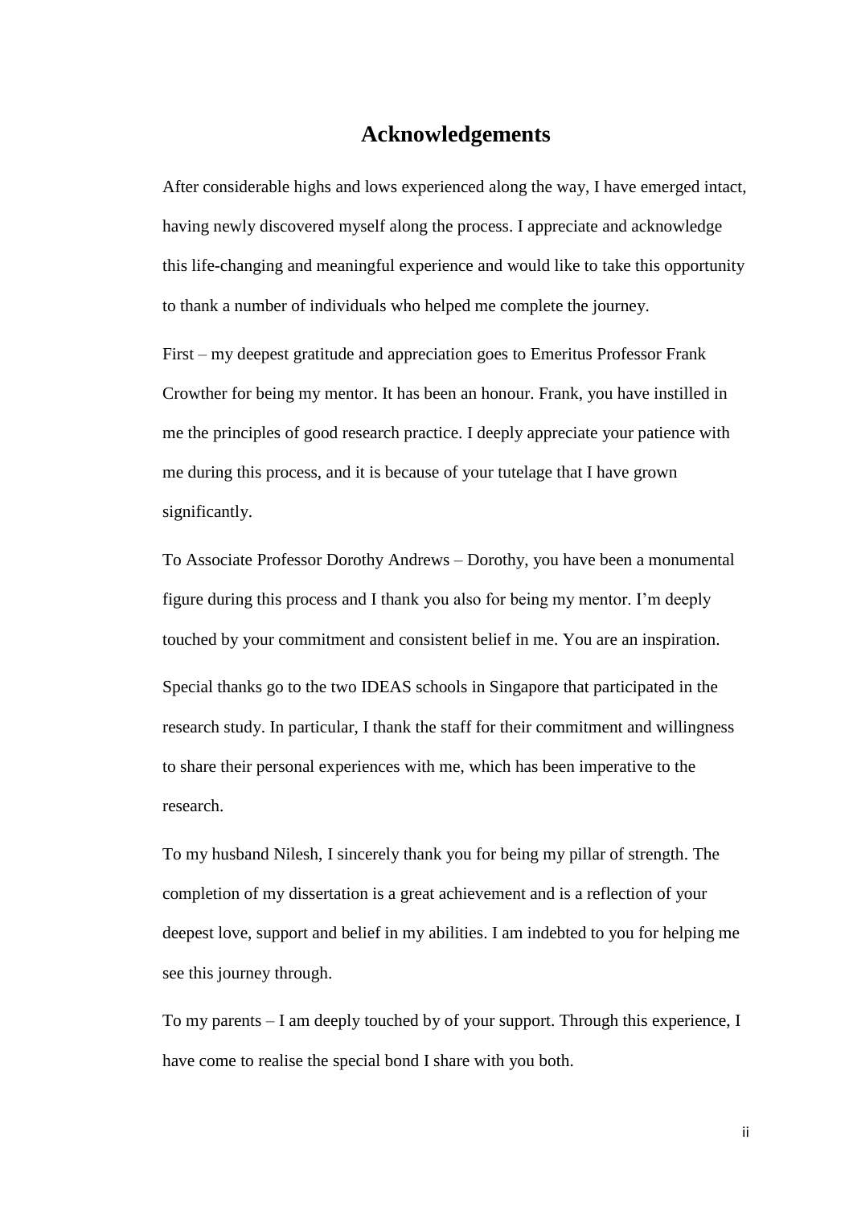# Acknowledgements

After considerable highs and lows experienced along the way, I have emerged intact, having newly discovered myself along the process. I appreciate and acknowledge this life-changing and meaningful experience and would like to take this opportunity to thank a number of individuals who helped me complete the journey.

First – my deepest gratitude and appreciation goes to Emeritus Professor Frank Crowther for being my mentor. It has been an honour. Frank, you have instilled in me the principles of good research practice. I deeply appreciate your patience with me during this process, and it is because of your tutelage that I have grown significantly.

To Associate Professor Dorothy Andrews – Dorothy, you have been a monumental figure during this process and I thank you also for being my mentor. I'm deeply touched by your commitment and consistent belief in me. You are an inspiration.

Special thanks go to the two IDEAS schools in Singapore that participated in the research study. In particular, I thank the staff for their commitment and willingness to share their personal experiences with me, which has been imperative to the research.

To my husband Nilesh, I sincerely thank you for being my pillar of strength. The completion of my dissertation is a great achievement and is a reflection of your deepest love, support and belief in my abilities. I am indebted to you for helping me see this journey through.

To my parents – I am deeply touched by of your support. Through this experience, I have come to realise the special bond I share with you both.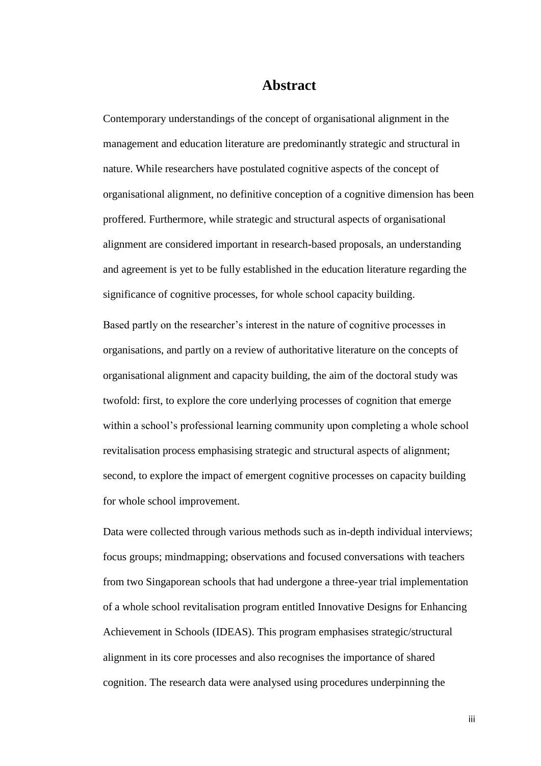# Abstract

Contemporary understandings of the concept of organisational alignment in the management and education literature are predominantly strategic and structural in nature. While researchers have postulated cognitive aspects of the concept of organisational alignment, no definitive conception of a cognitive dimension has been proffered. Furthermore, while strategic and structural aspects of organisational alignment are considered important in research-based proposals, an understanding and agreement is yet to be fully established in the education literature regarding the significance of cognitive processes, for whole school capacity building.

Based partly on the researcher's interest in the nature of cognitive processes in organisations, and partly on a review of authoritative literature on the concepts of organisational alignment and capacity building, the aim of the doctoral study was twofold: first, to explore the core underlying processes of cognition that emerge within a school's professional learning community upon completing a whole school revitalisation process emphasising strategic and structural aspects of alignment; second, to explore the impact of emergent cognitive processes on capacity building for whole school improvement.

Data were collected through various methods such as in-depth individual interviews; focus groups; mindmapping; observations and focused conversations with teachers from two Singaporean schools that had undergone a three-year trial implementation of a whole school revitalisation program entitled Innovative Designs for Enhancing Achievement in Schools (IDEAS). This program emphasises strategic/structural alignment in its core processes and also recognises the importance of shared cognition. The research data were analysed using procedures underpinning the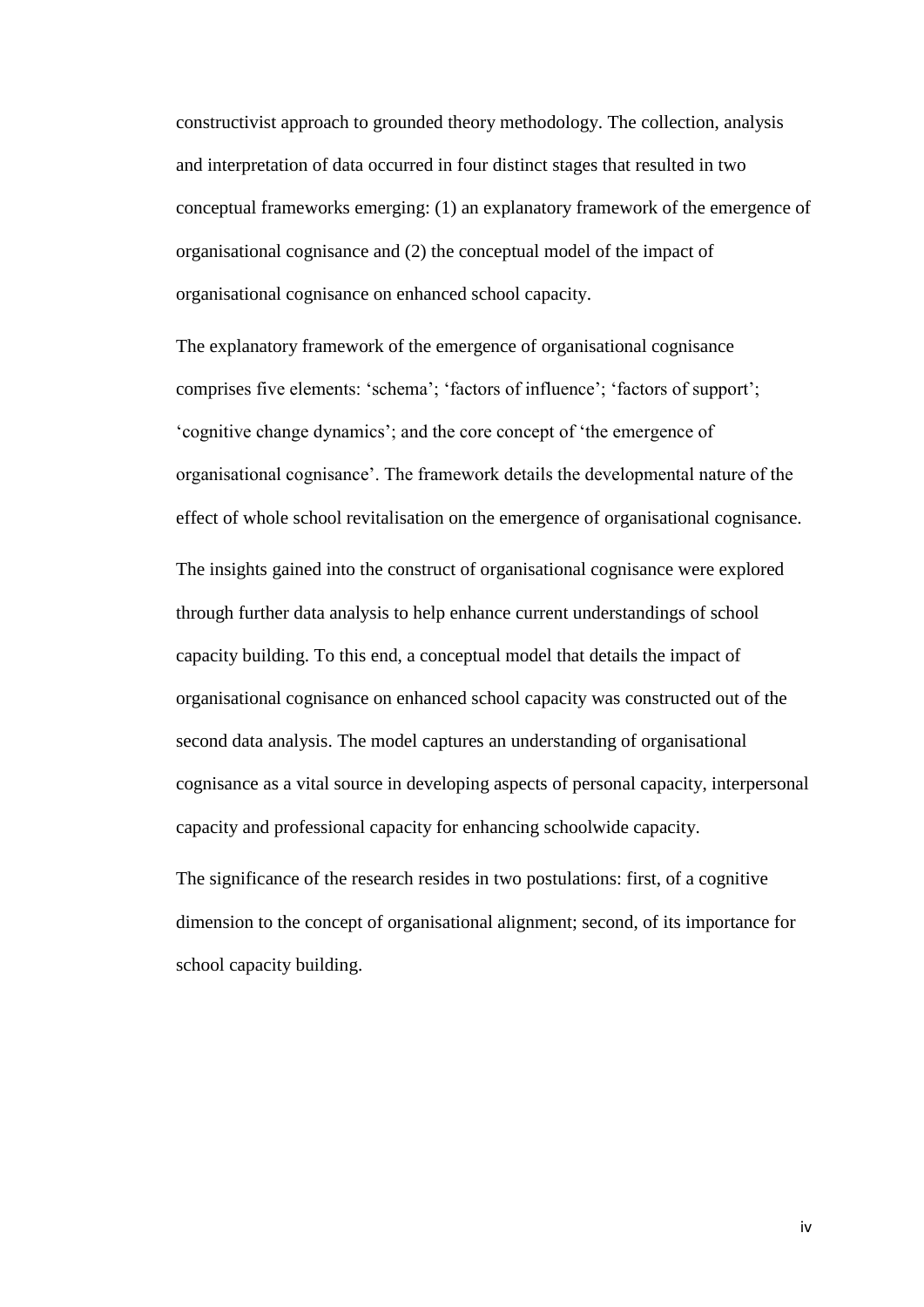constructivist approach to grounded theory methodology. The collection, analysis and interpretation of data occurred in four distinct stages that resulted in two conceptual frameworks emerging: (1) an explanatory framework of the emergence of organisational cognisance and (2) the conceptual model of the impact of organisational cognisance on enhanced school capacity.

The explanatory framework of the emergence of organisational cognisance comprises five elements: 'schema'; 'factors of influence'; 'factors of support'; 'cognitive change dynamics'; and the core concept of 'the emergence of organisational cognisance'. The framework details the developmental nature of the effect of whole school revitalisation on the emergence of organisational cognisance.

The insights gained into the construct of organisational cognisance were explored through further data analysis to help enhance current understandings of school capacity building. To this end, a conceptual model that details the impact of organisational cognisance on enhanced school capacity was constructed out of the second data analysis. The model captures an understanding of organisational cognisance as a vital source in developing aspects of personal capacity, interpersonal capacity and professional capacity for enhancing schoolwide capacity.

The significance of the research resides in two postulations: first, of a cognitive dimension to the concept of organisational alignment; second, of its importance for school capacity building.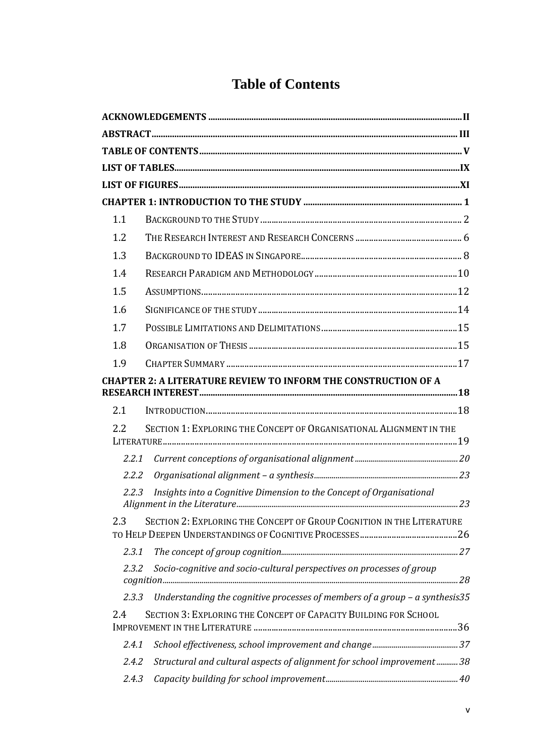# Table of Contents

**ACKNOWLEDGEMENTS** ........................................................................ **II**

**ABSTRACT** ........................................................................ **III**

**TABLE OF CONTENTS** ........................................................................ **V**

**LIST OF TABLES** ........................................................................ **IX**

**LIST OF FIGURES** ........................................................................ **XI**

**CHAPTER 1: INTRODUCTION TO THE STUDY** ........................................................................ **1**

1.1 BACKGROUND TO THE STUDY ........................................................................ 2

1.2 THE RESEARCH INTEREST AND RESEARCH CONCERNS ........................................................................ 6

1.3 BACKGROUND TO IDEAS IN SINGAPORE ........................................................................ 8

1.4 RESEARCH PARADIGM AND METHODOLOGY ........................................................................ 10

1.5 ASSUMPTIONS ........................................................................ 12

1.6 SIGNIFICANCE OF THE STUDY ........................................................................ 14

1.7 POSSIBLE LIMITATIONS AND DELIMITATIONS ........................................................................ 15

1.8 ORGANISATION OF THESIS ........................................................................ 15

1.9 CHAPTER SUMMARY ........................................................................ 17

**CHAPTER 2: A LITERATURE REVIEW TO INFORM THE CONSTRUCTION OF A RESEARCH INTEREST** ........................................................................ **18**

2.1 INTRODUCTION ........................................................................ 18

2.2 SECTION 1: EXPLORING THE CONCEPT OF ORGANISATIONAL ALIGNMENT IN THE LITERATURE ........................................................................ 19

*2.2.1 Current conceptions of organisational alignment* ........................................................................ *20*

*2.2.2 Organisational alignment – a synthesis* ........................................................................ *23*

*2.2.3 Insights into a Cognitive Dimension to the Concept of Organisational Alignment in the Literature* ........................................................................ *23*

2.3 SECTION 2: EXPLORING THE CONCEPT OF GROUP COGNITION IN THE LITERATURE TO HELP DEEPEN UNDERSTANDINGS OF COGNITIVE PROCESSES ........................................................................ 26

*2.3.1 The concept of group cognition* ........................................................................ *27*

*2.3.2 Socio-cognitive and socio-cultural perspectives on processes of group cognition* ........................................................................ *28*

*2.3.3 Understanding the cognitive processes of members of a group – a synthesis* *35*

2.4 SECTION 3: EXPLORING THE CONCEPT OF CAPACITY BUILDING FOR SCHOOL IMPROVEMENT IN THE LITERATURE ........................................................................ 36

*2.4.1 School effectiveness, school improvement and change* ........................................................................ *37*

*2.4.2 Structural and cultural aspects of alignment for school improvement* ........................................................................ *38*

*2.4.3 Capacity building for school improvement* ........................................................................ *40*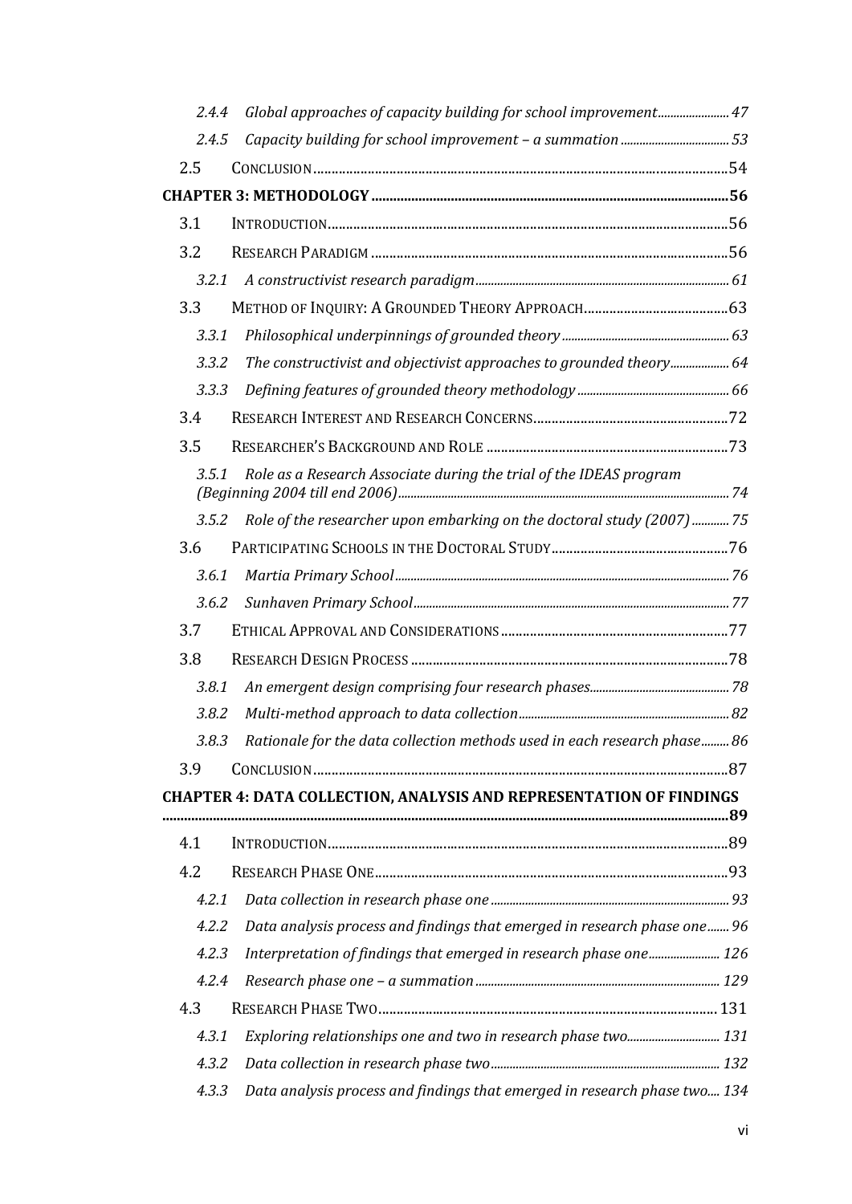2.4.4 *Global approaches of capacity building for school improvement* ..................... 47

2.4.5 *Capacity building for school improvement – a summation* ..................... 53

2.5 CONCLUSION ..................... 54

**CHAPTER 3: METHODOLOGY ..................... 56**

3.1 INTRODUCTION ..................... 56

3.2 RESEARCH PARADIGM ..................... 56

3.2.1 *A constructivist research paradigm* ..................... 61

3.3 METHOD OF INQUIRY: A GROUNDED THEORY APPROACH ..................... 63

3.3.1 *Philosophical underpinnings of grounded theory* ..................... 63

3.3.2 *The constructivist and objectivist approaches to grounded theory* ..................... 64

3.3.3 *Defining features of grounded theory methodology* ..................... 66

3.4 RESEARCH INTEREST AND RESEARCH CONCERNS ..................... 72

3.5 RESEARCHER'S BACKGROUND AND ROLE ..................... 73

3.5.1 *Role as a Research Associate during the trial of the IDEAS program (Beginning 2004 till end 2006)* ..................... 74

3.5.2 *Role of the researcher upon embarking on the doctoral study (2007)* ..................... 75

3.6 PARTICIPATING SCHOOLS IN THE DOCTORAL STUDY ..................... 76

3.6.1 *Martia Primary School* ..................... 76

3.6.2 *Sunhaven Primary School* ..................... 77

3.7 ETHICAL APPROVAL AND CONSIDERATIONS ..................... 77

3.8 RESEARCH DESIGN PROCESS ..................... 78

3.8.1 *An emergent design comprising four research phases* ..................... 78

3.8.2 *Multi-method approach to data collection* ..................... 82

3.8.3 *Rationale for the data collection methods used in each research phase* ..................... 86

3.9 CONCLUSION ..................... 87

**CHAPTER 4: DATA COLLECTION, ANALYSIS AND REPRESENTATION OF FINDINGS ..................... 89**

4.1 INTRODUCTION ..................... 89

4.2 RESEARCH PHASE ONE ..................... 93

4.2.1 *Data collection in research phase one* ..................... 93

4.2.2 *Data analysis process and findings that emerged in research phase one* ..................... 96

4.2.3 *Interpretation of findings that emerged in research phase one* ..................... 126

4.2.4 *Research phase one – a summation* ..................... 129

4.3 RESEARCH PHASE TWO ..................... 131

4.3.1 *Exploring relationships one and two in research phase two* ..................... 131

4.3.2 *Data collection in research phase two* ..................... 132

4.3.3 *Data analysis process and findings that emerged in research phase two* ..................... 134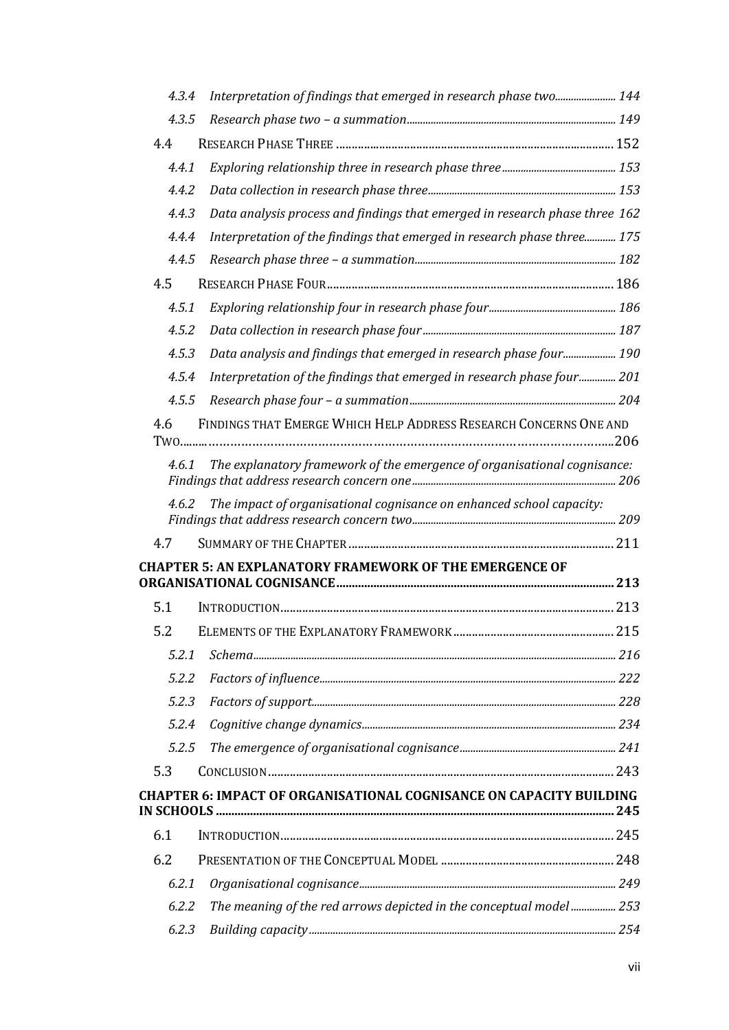- 4.3.4 *Interpretation of findings that emerged in research phase two* ..... 144
- 4.3.5 *Research phase two – a summation* ..... 149
- 4.4 RESEARCH PHASE THREE ..... 152
  - 4.4.1 *Exploring relationship three in research phase three* ..... 153
  - 4.4.2 *Data collection in research phase three* ..... 153
  - 4.4.3 *Data analysis process and findings that emerged in research phase three* 162
  - 4.4.4 *Interpretation of the findings that emerged in research phase three* ..... 175
  - 4.4.5 *Research phase three – a summation* ..... 182
- 4.5 RESEARCH PHASE FOUR ..... 186
  - 4.5.1 *Exploring relationship four in research phase four* ..... 186
  - 4.5.2 *Data collection in research phase four* ..... 187
  - 4.5.3 *Data analysis and findings that emerged in research phase four* ..... 190
  - 4.5.4 *Interpretation of the findings that emerged in research phase four* ..... 201
  - 4.5.5 *Research phase four – a summation* ..... 204
- 4.6 FINDINGS THAT EMERGE WHICH HELP ADDRESS RESEARCH CONCERNS ONE AND TWO ..... 206
  - 4.6.1 *The explanatory framework of the emergence of organisational cognisance: Findings that address research concern one* ..... 206
  - 4.6.2 *The impact of organisational cognisance on enhanced school capacity: Findings that address research concern two* ..... 209
- 4.7 SUMMARY OF THE CHAPTER ..... 211

**CHAPTER 5: AN EXPLANATORY FRAMEWORK OF THE EMERGENCE OF ORGANISATIONAL COGNISANCE ..... 213**

- 5.1 INTRODUCTION ..... 213
- 5.2 ELEMENTS OF THE EXPLANATORY FRAMEWORK ..... 215
  - 5.2.1 *Schema* ..... 216
  - 5.2.2 *Factors of influence* ..... 222
  - 5.2.3 *Factors of support* ..... 228
  - 5.2.4 *Cognitive change dynamics* ..... 234
  - 5.2.5 *The emergence of organisational cognisance* ..... 241
- 5.3 CONCLUSION ..... 243

**CHAPTER 6: IMPACT OF ORGANISATIONAL COGNISANCE ON CAPACITY BUILDING IN SCHOOLS ..... 245**

- 6.1 INTRODUCTION ..... 245
- 6.2 PRESENTATION OF THE CONCEPTUAL MODEL ..... 248
  - 6.2.1 *Organisational cognisance* ..... 249
  - 6.2.2 *The meaning of the red arrows depicted in the conceptual model* ..... 253
  - 6.2.3 *Building capacity* ..... 254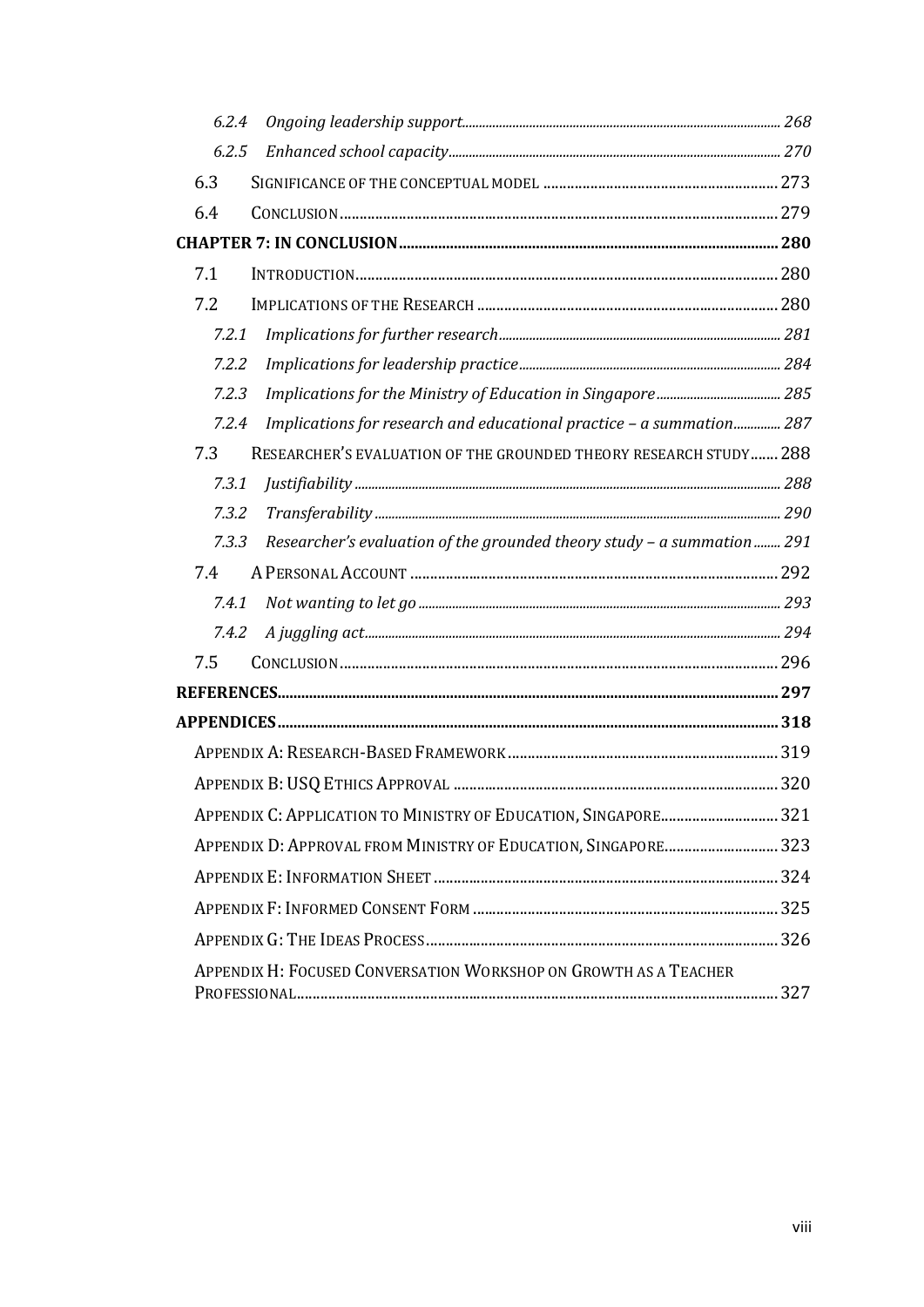6.2.4 *Ongoing leadership support* ..... 268

6.2.5 *Enhanced school capacity* ..... 270

6.3 SIGNIFICANCE OF THE CONCEPTUAL MODEL ..... 273

6.4 CONCLUSION ..... 279

**CHAPTER 7: IN CONCLUSION ..... 280**

7.1 INTRODUCTION ..... 280

7.2 IMPLICATIONS OF THE RESEARCH ..... 280

7.2.1 *Implications for further research* ..... 281

7.2.2 *Implications for leadership practice* ..... 284

7.2.3 *Implications for the Ministry of Education in Singapore* ..... 285

7.2.4 *Implications for research and educational practice – a summation* ..... 287

7.3 RESEARCHER'S EVALUATION OF THE GROUNDED THEORY RESEARCH STUDY ..... 288

7.3.1 *Justifiability* ..... 288

7.3.2 *Transferability* ..... 290

7.3.3 *Researcher's evaluation of the grounded theory study – a summation* ..... 291

7.4 A PERSONAL ACCOUNT ..... 292

7.4.1 *Not wanting to let go* ..... 293

7.4.2 *A juggling act* ..... 294

7.5 CONCLUSION ..... 296

**REFERENCES ..... 297**

**APPENDICES ..... 318**

APPENDIX A: RESEARCH-BASED FRAMEWORK ..... 319

APPENDIX B: USQ ETHICS APPROVAL ..... 320

APPENDIX C: APPLICATION TO MINISTRY OF EDUCATION, SINGAPORE ..... 321

APPENDIX D: APPROVAL FROM MINISTRY OF EDUCATION, SINGAPORE ..... 323

APPENDIX E: INFORMATION SHEET ..... 324

APPENDIX F: INFORMED CONSENT FORM ..... 325

APPENDIX G: THE IDEAS PROCESS ..... 326

APPENDIX H: FOCUSED CONVERSATION WORKSHOP ON GROWTH AS A TEACHER PROFESSIONAL ..... 327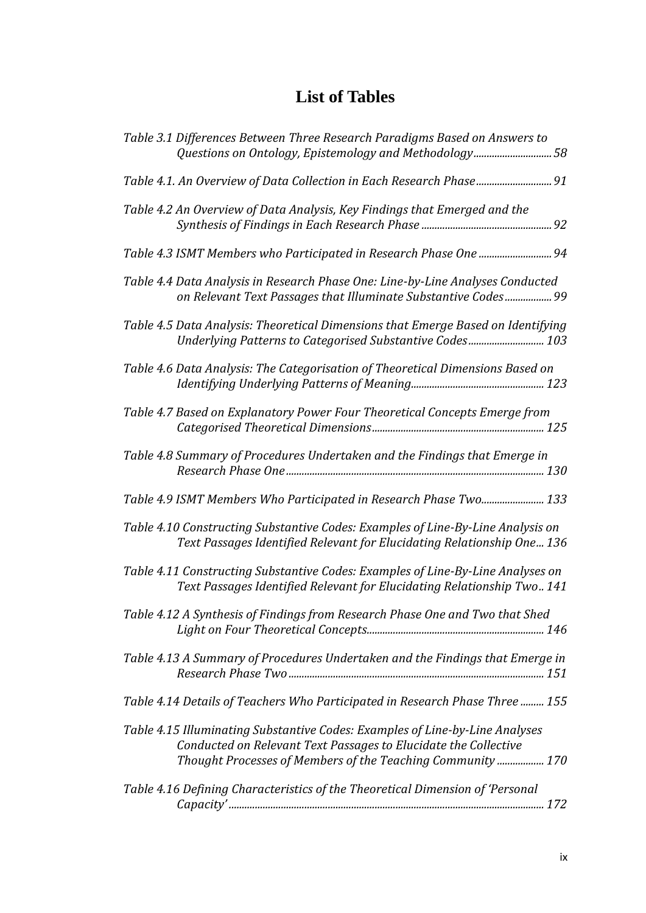# List of Tables

*Table 3.1 Differences Between Three Research Paradigms Based on Answers to Questions on Ontology, Epistemology and Methodology* ............................ *58*

*Table 4.1. An Overview of Data Collection in Each Research Phase* ............................ *91*

*Table 4.2 An Overview of Data Analysis, Key Findings that Emerged and the Synthesis of Findings in Each Research Phase* ................................................. *92*

*Table 4.3 ISMT Members who Participated in Research Phase One* ........................... *94*

*Table 4.4 Data Analysis in Research Phase One: Line-by-Line Analyses Conducted on Relevant Text Passages that Illuminate Substantive Codes* ................. *99*

*Table 4.5 Data Analysis: Theoretical Dimensions that Emerge Based on Identifying Underlying Patterns to Categorised Substantive Codes* ............................ *103*

*Table 4.6 Data Analysis: The Categorisation of Theoretical Dimensions Based on Identifying Underlying Patterns of Meaning* .................................................. *123*

*Table 4.7 Based on Explanatory Power Four Theoretical Concepts Emerge from Categorised Theoretical Dimensions* ................................................................. *125*

*Table 4.8 Summary of Procedures Undertaken and the Findings that Emerge in Research Phase One* ................................................................................................ *130*

*Table 4.9 ISMT Members Who Participated in Research Phase Two* ........................ *133*

*Table 4.10 Constructing Substantive Codes: Examples of Line-By-Line Analysis on Text Passages Identified Relevant for Elucidating Relationship One* ... *136*

*Table 4.11 Constructing Substantive Codes: Examples of Line-By-Line Analyses on Text Passages Identified Relevant for Elucidating Relationship Two* .. *141*

*Table 4.12 A Synthesis of Findings from Research Phase One and Two that Shed Light on Four Theoretical Concepts* ................................................................... *146*

*Table 4.13 A Summary of Procedures Undertaken and the Findings that Emerge in Research Phase Two* ................................................................................................ *151*

*Table 4.14 Details of Teachers Who Participated in Research Phase Three* ......... *155*

*Table 4.15 Illuminating Substantive Codes: Examples of Line-by-Line Analyses Conducted on Relevant Text Passages to Elucidate the Collective Thought Processes of Members of the Teaching Community* .................. *170*

*Table 4.16 Defining Characteristics of the Theoretical Dimension of 'Personal Capacity'* ........................................................................................................................ *172*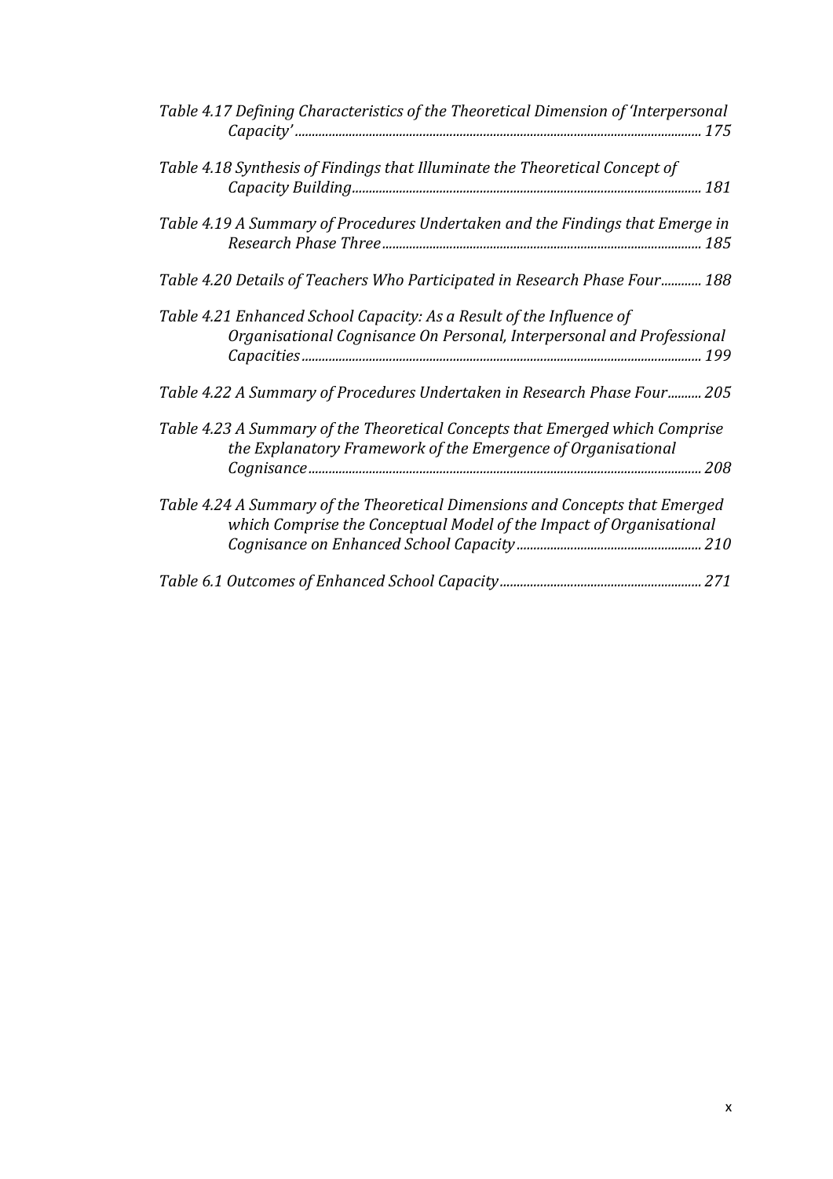*Table 4.17 Defining Characteristics of the Theoretical Dimension of 'Interpersonal Capacity'* ........ *175*

*Table 4.18 Synthesis of Findings that Illuminate the Theoretical Concept of Capacity Building* ........ *181*

*Table 4.19 A Summary of Procedures Undertaken and the Findings that Emerge in Research Phase Three* ........ *185*

*Table 4.20 Details of Teachers Who Participated in Research Phase Four* ........ *188*

*Table 4.21 Enhanced School Capacity: As a Result of the Influence of Organisational Cognisance On Personal, Interpersonal and Professional Capacities* ........ *199*

*Table 4.22 A Summary of Procedures Undertaken in Research Phase Four* ........ *205*

*Table 4.23 A Summary of the Theoretical Concepts that Emerged which Comprise the Explanatory Framework of the Emergence of Organisational Cognisance* ........ *208*

*Table 4.24 A Summary of the Theoretical Dimensions and Concepts that Emerged which Comprise the Conceptual Model of the Impact of Organisational Cognisance on Enhanced School Capacity* ........ *210*

*Table 6.1 Outcomes of Enhanced School Capacity* ........ *271*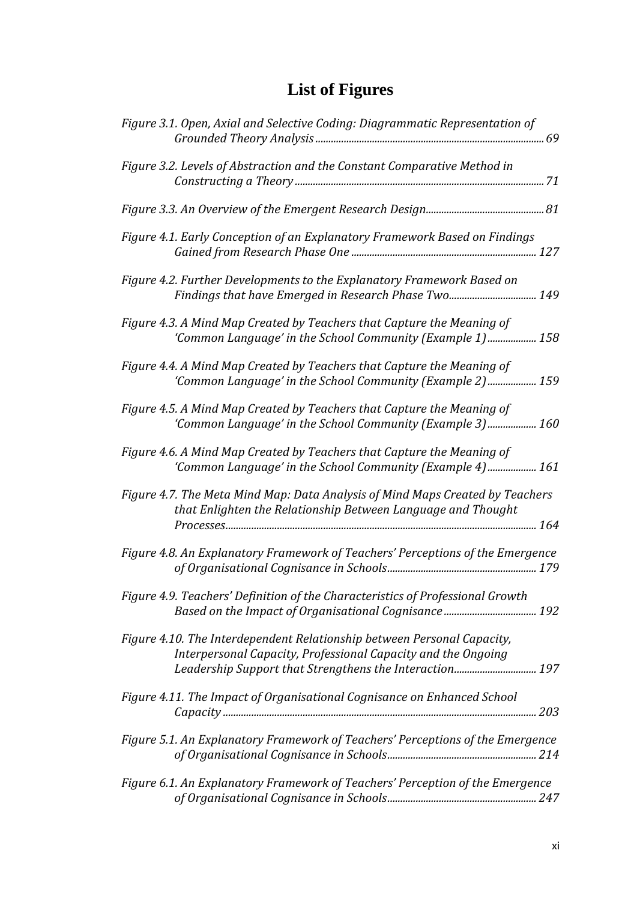# List of Figures

*Figure 3.1. Open, Axial and Selective Coding: Diagrammatic Representation of Grounded Theory Analysis* ........ *69*

*Figure 3.2. Levels of Abstraction and the Constant Comparative Method in Constructing a Theory* ........ *71*

*Figure 3.3. An Overview of the Emergent Research Design* ........ *81*

*Figure 4.1. Early Conception of an Explanatory Framework Based on Findings Gained from Research Phase One* ........ *127*

*Figure 4.2. Further Developments to the Explanatory Framework Based on Findings that have Emerged in Research Phase Two* ........ *149*

*Figure 4.3. A Mind Map Created by Teachers that Capture the Meaning of 'Common Language' in the School Community (Example 1)* ........ *158*

*Figure 4.4. A Mind Map Created by Teachers that Capture the Meaning of 'Common Language' in the School Community (Example 2)* ........ *159*

*Figure 4.5. A Mind Map Created by Teachers that Capture the Meaning of 'Common Language' in the School Community (Example 3)* ........ *160*

*Figure 4.6. A Mind Map Created by Teachers that Capture the Meaning of 'Common Language' in the School Community (Example 4)* ........ *161*

*Figure 4.7. The Meta Mind Map: Data Analysis of Mind Maps Created by Teachers that Enlighten the Relationship Between Language and Thought Processes* ........ *164*

*Figure 4.8. An Explanatory Framework of Teachers' Perceptions of the Emergence of Organisational Cognisance in Schools* ........ *179*

*Figure 4.9. Teachers' Definition of the Characteristics of Professional Growth Based on the Impact of Organisational Cognisance* ........ *192*

*Figure 4.10. The Interdependent Relationship between Personal Capacity, Interpersonal Capacity, Professional Capacity and the Ongoing Leadership Support that Strengthens the Interaction* ........ *197*

*Figure 4.11. The Impact of Organisational Cognisance on Enhanced School Capacity* ........ *203*

*Figure 5.1. An Explanatory Framework of Teachers' Perceptions of the Emergence of Organisational Cognisance in Schools* ........ *214*

*Figure 6.1. An Explanatory Framework of Teachers' Perception of the Emergence of Organisational Cognisance in Schools* ........ *247*